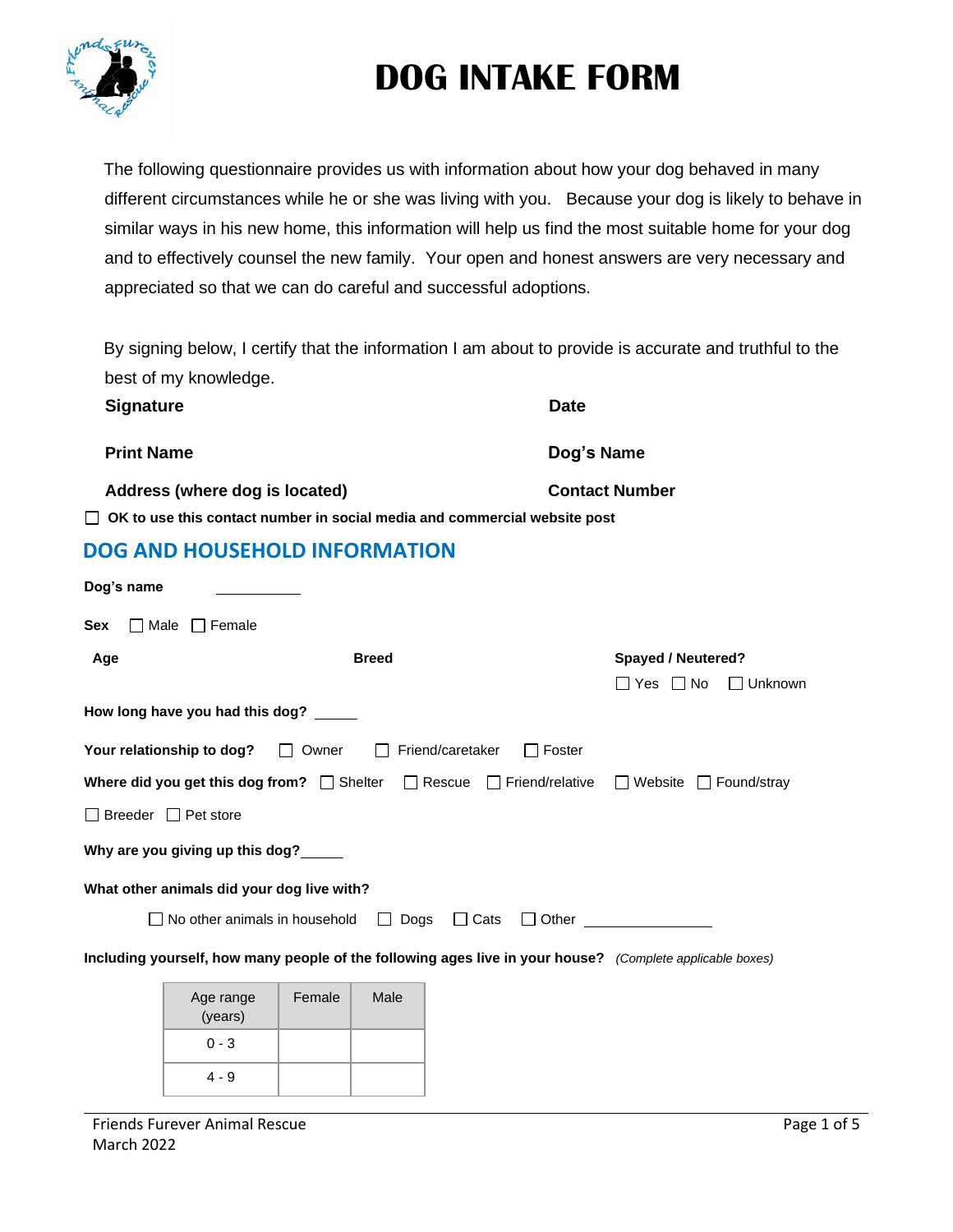# DOG INTAKE FORM

The following questionnaire provides us with information about how your dog behaved in many different circumstances while he or she was living with you. Because your dog is likely to behave in similar ways in his new home, this information will help us find the most suitable home for your dog and to effectively counsel the new family. Your open and honest answers are very necessary and appreciated so that we can do careful and successful adoptions.

By signing below, I certify that the information I am about to provide is accurate and truthful to the best of my knowledge.

**Signature** **Date**

**Print Name** **Dog's Name**

**Address (where dog is located)** **Contact Number**

☐ **OK to use this contact number in social media and commercial website post**

## DOG AND HOUSEHOLD INFORMATION

**Dog's name** ________

**Sex** ☐ Male ☐ Female

**Age** **Breed** **Spayed / Neutered?** ☐ Yes ☐ No ☐ Unknown

**How long have you had this dog?** _____

**Your relationship to dog?** ☐ Owner ☐ Friend/caretaker ☐ Foster

**Where did you get this dog from?** ☐ Shelter ☐ Rescue ☐ Friend/relative ☐ Website ☐ Found/stray ☐ Breeder ☐ Pet store

**Why are you giving up this dog?** _____

**What other animals did your dog live with?**

☐ No other animals in household ☐ Dogs ☐ Cats ☐ Other ____________

**Including yourself, how many people of the following ages live in your house?** *(Complete applicable boxes)*

| Age range (years) | Female | Male |
|---|---|---|
| 0 - 3 | | |
| 4 - 9 | | |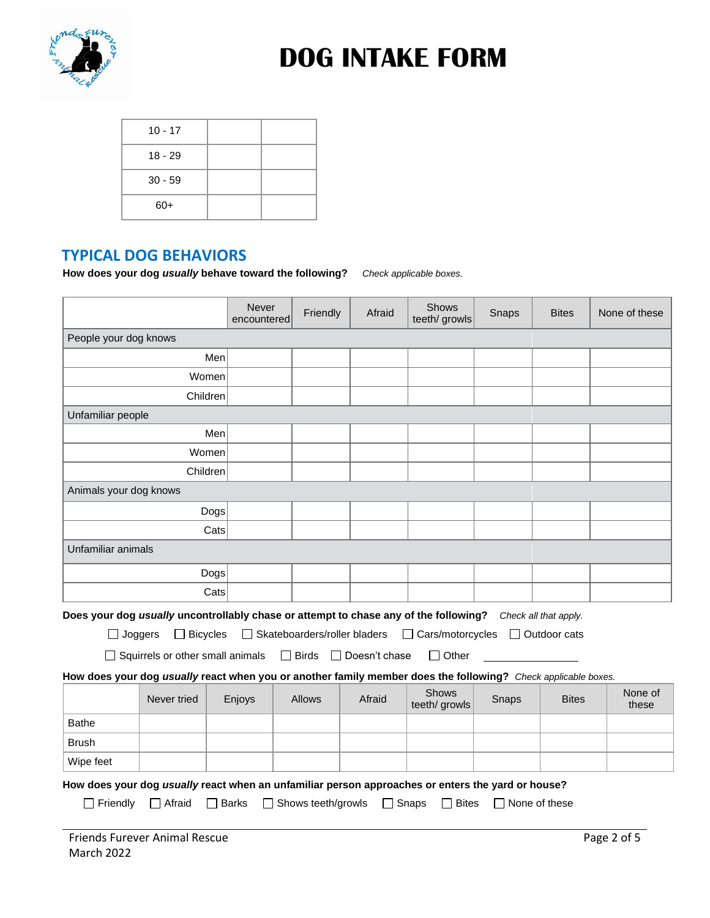# DOG INTAKE FORM

| | | |
|---|---|---|
| 10 - 17 | | |
| 18 - 29 | | |
| 30 - 59 | | |
| 60+ | | |

## TYPICAL DOG BEHAVIORS

**How does your dog *usually* behave toward the following?** *Check applicable boxes.*

| | Never encountered | Friendly | Afraid | Shows teeth/ growls | Snaps | Bites | None of these |
|---|---|---|---|---|---|---|---|
| People your dog knows | | | | | | | |
| Men | | | | | | | |
| Women | | | | | | | |
| Children | | | | | | | |
| Unfamiliar people | | | | | | | |
| Men | | | | | | | |
| Women | | | | | | | |
| Children | | | | | | | |
| Animals your dog knows | | | | | | | |
| Dogs | | | | | | | |
| Cats | | | | | | | |
| Unfamiliar animals | | | | | | | |
| Dogs | | | | | | | |
| Cats | | | | | | | |

**Does your dog *usually* uncontrollably chase or attempt to chase any of the following?** *Check all that apply.*

☐ Joggers ☐ Bicycles ☐ Skateboarders/roller bladers ☐ Cars/motorcycles ☐ Outdoor cats

☐ Squirrels or other small animals ☐ Birds ☐ Doesn't chase ☐ Other ________________

**How does your dog *usually* react when you or another family member does the following?** *Check applicable boxes.*

| | Never tried | Enjoys | Allows | Afraid | Shows teeth/ growls | Snaps | Bites | None of these |
|---|---|---|---|---|---|---|---|---|
| Bathe | | | | | | | | |
| Brush | | | | | | | | |
| Wipe feet | | | | | | | | |

**How does your dog *usually* react when an unfamiliar person approaches or enters the yard or house?**

☐ Friendly ☐ Afraid ☐ Barks ☐ Shows teeth/growls ☐ Snaps ☐ Bites ☐ None of these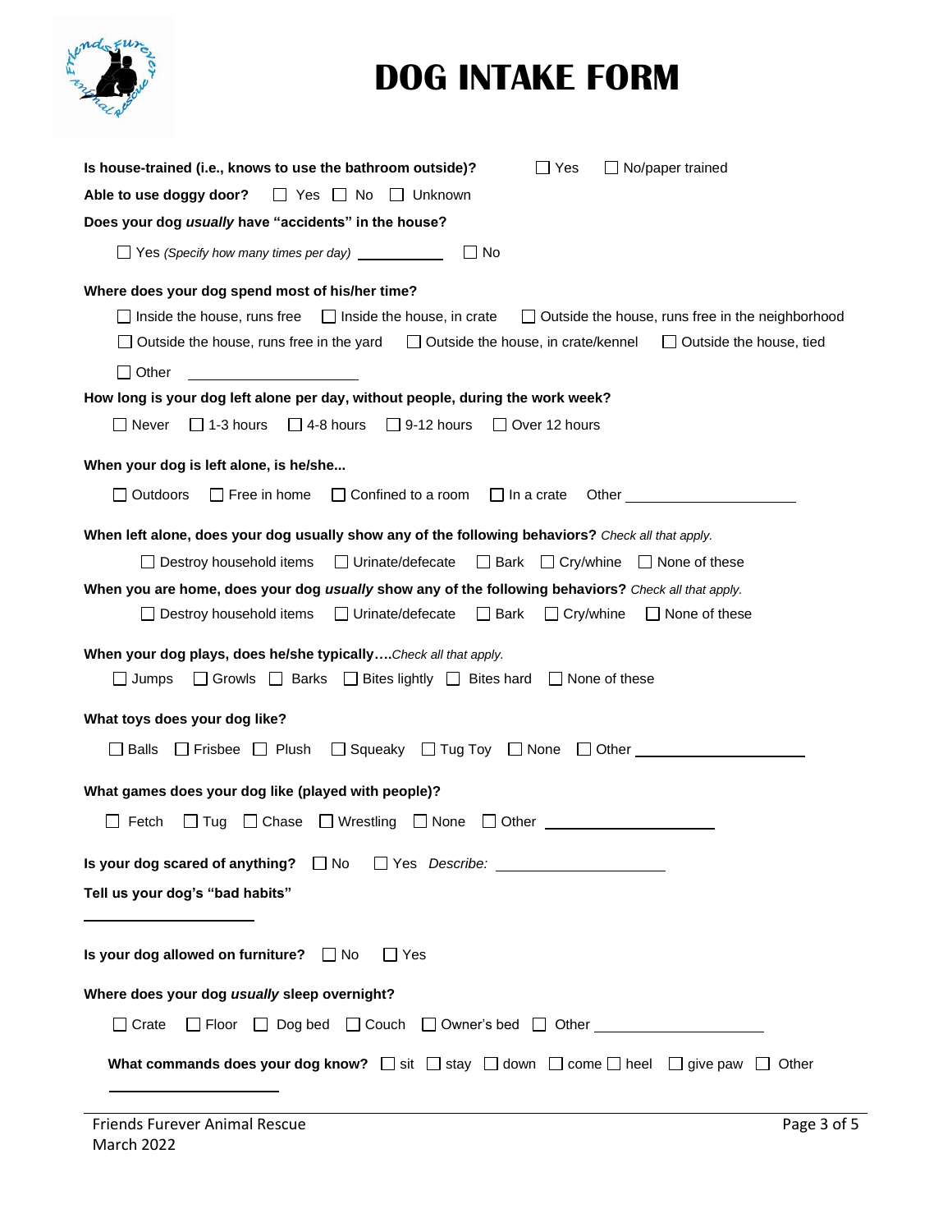# DOG INTAKE FORM

**Is house-trained (i.e., knows to use the bathroom outside)?** ☐ Yes ☐ No/paper trained

**Able to use doggy door?** ☐ Yes ☐ No ☐ Unknown

**Does your dog *usually* have "accidents" in the house?**

☐ Yes *(Specify how many times per day)* \_\_\_\_\_\_\_\_\_\_ ☐ No

**Where does your dog spend most of his/her time?**

☐ Inside the house, runs free ☐ Inside the house, in crate ☐ Outside the house, runs free in the neighborhood

☐ Outside the house, runs free in the yard ☐ Outside the house, in crate/kennel ☐ Outside the house, tied

☐ Other \_\_\_\_\_\_\_\_\_\_\_\_\_\_\_\_\_\_

**How long is your dog left alone per day, without people, during the work week?**

☐ Never ☐ 1-3 hours ☐ 4-8 hours ☐ 9-12 hours ☐ Over 12 hours

**When your dog is left alone, is he/she...**

☐ Outdoors ☐ Free in home ☐ Confined to a room ☐ In a crate Other \_\_\_\_\_\_\_\_\_\_\_\_\_\_\_\_\_\_

**When left alone, does your dog usually show any of the following behaviors?** *Check all that apply.*

☐ Destroy household items ☐ Urinate/defecate ☐ Bark ☐ Cry/whine ☐ None of these

**When you are home, does your dog *usually* show any of the following behaviors?** *Check all that apply.*

☐ Destroy household items ☐ Urinate/defecate ☐ Bark ☐ Cry/whine ☐ None of these

**When your dog plays, does he/she typically….** *Check all that apply.*

☐ Jumps ☐ Growls ☐ Barks ☐ Bites lightly ☐ Bites hard ☐ None of these

**What toys does your dog like?**

☐ Balls ☐ Frisbee ☐ Plush ☐ Squeaky ☐ Tug Toy ☐ None ☐ Other \_\_\_\_\_\_\_\_\_\_\_\_\_\_\_\_\_\_

**What games does your dog like (played with people)?**

☐ Fetch ☐ Tug ☐ Chase ☐ Wrestling ☐ None ☐ Other \_\_\_\_\_\_\_\_\_\_\_\_\_\_\_\_\_\_

**Is your dog scared of anything?** ☐ No ☐ Yes *Describe:* \_\_\_\_\_\_\_\_\_\_\_\_\_\_\_\_\_\_

**Tell us your dog's "bad habits"**

\_\_\_\_\_\_\_\_\_\_\_\_\_\_\_\_\_\_

**Is your dog allowed on furniture?** ☐ No ☐ Yes

**Where does your dog *usually* sleep overnight?**

☐ Crate ☐ Floor ☐ Dog bed ☐ Couch ☐ Owner's bed ☐ Other \_\_\_\_\_\_\_\_\_\_\_\_\_\_\_\_\_\_

**What commands does your dog know?** ☐ sit ☐ stay ☐ down ☐ come ☐ heel ☐ give paw ☐ Other

\_\_\_\_\_\_\_\_\_\_\_\_\_\_\_\_\_\_

Friends Furever Animal Rescue
March 2022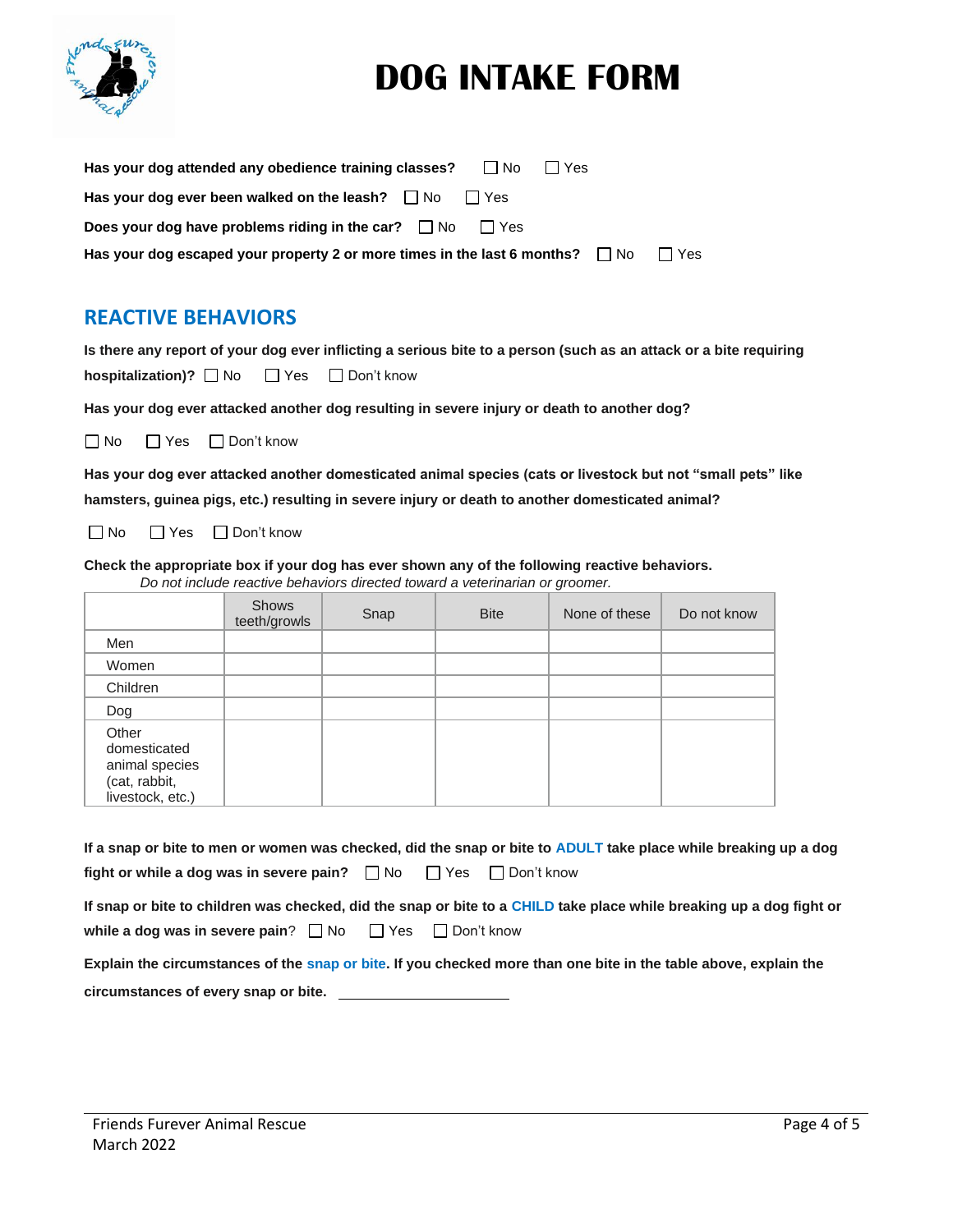# DOG INTAKE FORM

**Has your dog attended any obedience training classes?** ☐ No ☐ Yes

**Has your dog ever been walked on the leash?** ☐ No ☐ Yes

**Does your dog have problems riding in the car?** ☐ No ☐ Yes

**Has your dog escaped your property 2 or more times in the last 6 months?** ☐ No ☐ Yes

## REACTIVE BEHAVIORS

**Is there any report of your dog ever inflicting a serious bite to a person (such as an attack or a bite requiring hospitalization)?** ☐ No ☐ Yes ☐ Don't know

**Has your dog ever attacked another dog resulting in severe injury or death to another dog?**

☐ No ☐ Yes ☐ Don't know

**Has your dog ever attacked another domesticated animal species (cats or livestock but not "small pets" like hamsters, guinea pigs, etc.) resulting in severe injury or death to another domesticated animal?**

☐ No ☐ Yes ☐ Don't know

**Check the appropriate box if your dog has ever shown any of the following reactive behaviors.**
*Do not include reactive behaviors directed toward a veterinarian or groomer.*

| | Shows teeth/growls | Snap | Bite | None of these | Do not know |
|---|---|---|---|---|---|
| Men | | | | | |
| Women | | | | | |
| Children | | | | | |
| Dog | | | | | |
| Other domesticated animal species (cat, rabbit, livestock, etc.) | | | | | |

**If a snap or bite to men or women was checked, did the snap or bite to ADULT take place while breaking up a dog fight or while a dog was in severe pain?** ☐ No ☐ Yes ☐ Don't know

**If snap or bite to children was checked, did the snap or bite to a CHILD take place while breaking up a dog fight or while a dog was in severe pain?** ☐ No ☐ Yes ☐ Don't know

**Explain the circumstances of the snap or bite. If you checked more than one bite in the table above, explain the circumstances of every snap or bite.** ______________________

Friends Furever Animal Rescue
March 2022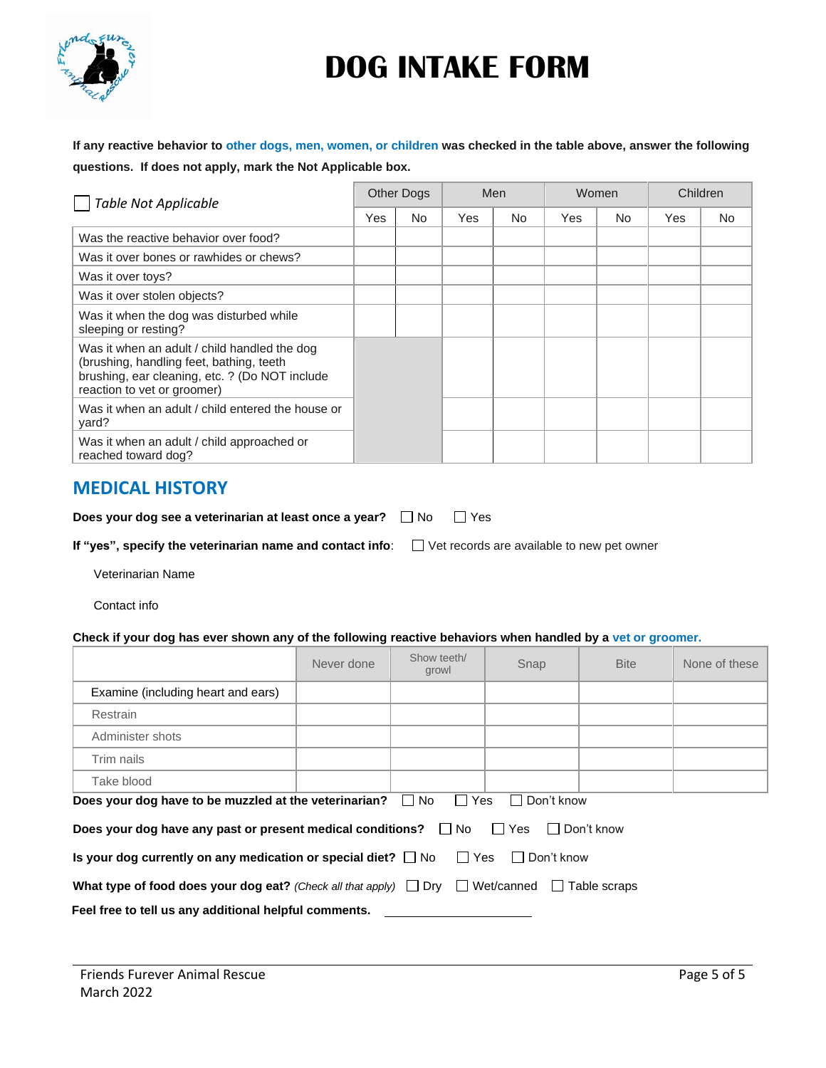# DOG INTAKE FORM

**If any reactive behavior to other dogs, men, women, or children was checked in the table above, answer the following questions. If does not apply, mark the Not Applicable box.**

| ☐ *Table Not Applicable* | Other Dogs | | Men | | Women | | Children | |
|---|---|---|---|---|---|---|---|---|
| | Yes | No | Yes | No | Yes | No | Yes | No |
| Was the reactive behavior over food? | | | | | | | | |
| Was it over bones or rawhides or chews? | | | | | | | | |
| Was it over toys? | | | | | | | | |
| Was it over stolen objects? | | | | | | | | |
| Was it when the dog was disturbed while sleeping or resting? | | | | | | | | |
| Was it when an adult / child handled the dog (brushing, handling feet, bathing, teeth brushing, ear cleaning, etc. ? (Do NOT include reaction to vet or groomer) | | | | | | | | |
| Was it when an adult / child entered the house or yard? | | | | | | | | |
| Was it when an adult / child approached or reached toward dog? | | | | | | | | |

## MEDICAL HISTORY

**Does your dog see a veterinarian at least once a year?** ☐ No ☐ Yes

**If "yes", specify the veterinarian name and contact info**: ☐ Vet records are available to new pet owner

Veterinarian Name

Contact info

**Check if your dog has ever shown any of the following reactive behaviors when handled by a vet or groomer.**

| | Never done | Show teeth/ growl | Snap | Bite | None of these |
|---|---|---|---|---|---|
| Examine (including heart and ears) | | | | | |
| Restrain | | | | | |
| Administer shots | | | | | |
| Trim nails | | | | | |
| Take blood | | | | | |

**Does your dog have to be muzzled at the veterinarian?** ☐ No ☐ Yes ☐ Don't know

**Does your dog have any past or present medical conditions?** ☐ No ☐ Yes ☐ Don't know

**Is your dog currently on any medication or special diet?** ☐ No ☐ Yes ☐ Don't know

**What type of food does your dog eat?** *(Check all that apply)* ☐ Dry ☐ Wet/canned ☐ Table scraps

**Feel free to tell us any additional helpful comments.** ____________________

Friends Furever Animal Rescue
March 2022